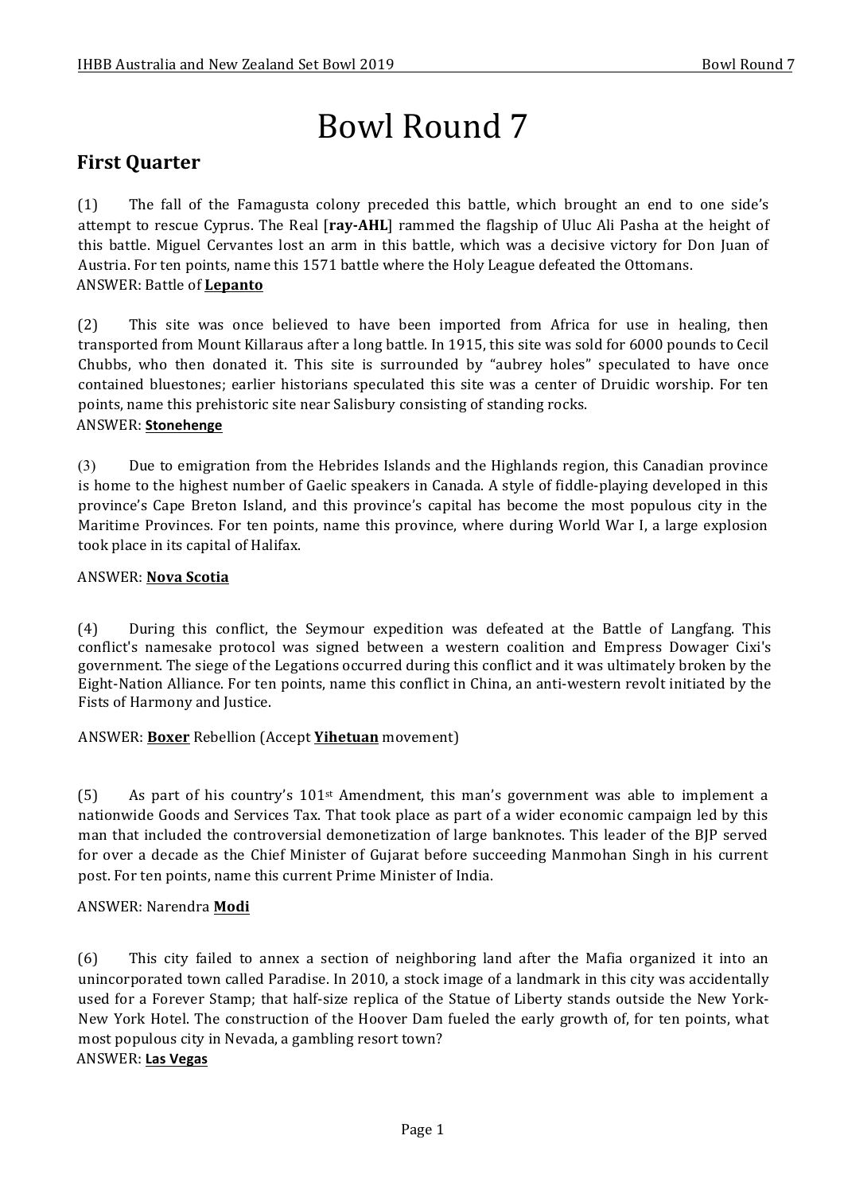# Bowl Round 7

## First Quarter

(1) The fall of the Famagusta colony preceded this battle, which brought an end to one side's attempt to rescue Cyprus. The Real [**ray-AHL**] rammed the flagship of Uluc Ali Pasha at the height of this battle. Miguel Cervantes lost an arm in this battle, which was a decisive victory for Don Juan of Austria. For ten points, name this 1571 battle where the Holy League defeated the Ottomans.
ANSWER: Battle of **Lepanto**

(2) This site was once believed to have been imported from Africa for use in healing, then transported from Mount Killaraus after a long battle. In 1915, this site was sold for 6000 pounds to Cecil Chubbs, who then donated it. This site is surrounded by "aubrey holes" speculated to have once contained bluestones; earlier historians speculated this site was a center of Druidic worship. For ten points, name this prehistoric site near Salisbury consisting of standing rocks.
ANSWER: **Stonehenge**

(3) Due to emigration from the Hebrides Islands and the Highlands region, this Canadian province is home to the highest number of Gaelic speakers in Canada. A style of fiddle-playing developed in this province's Cape Breton Island, and this province's capital has become the most populous city in the Maritime Provinces. For ten points, name this province, where during World War I, a large explosion took place in its capital of Halifax.

ANSWER: **Nova Scotia**

(4) During this conflict, the Seymour expedition was defeated at the Battle of Langfang. This conflict's namesake protocol was signed between a western coalition and Empress Dowager Cixi's government. The siege of the Legations occurred during this conflict and it was ultimately broken by the Eight-Nation Alliance. For ten points, name this conflict in China, an anti-western revolt initiated by the Fists of Harmony and Justice.

ANSWER: **Boxer** Rebellion (Accept **Yihetuan** movement)

(5) As part of his country's 101st Amendment, this man's government was able to implement a nationwide Goods and Services Tax. That took place as part of a wider economic campaign led by this man that included the controversial demonetization of large banknotes. This leader of the BJP served for over a decade as the Chief Minister of Gujarat before succeeding Manmohan Singh in his current post. For ten points, name this current Prime Minister of India.

ANSWER: Narendra **Modi**

(6) This city failed to annex a section of neighboring land after the Mafia organized it into an unincorporated town called Paradise. In 2010, a stock image of a landmark in this city was accidentally used for a Forever Stamp; that half-size replica of the Statue of Liberty stands outside the New York-New York Hotel. The construction of the Hoover Dam fueled the early growth of, for ten points, what most populous city in Nevada, a gambling resort town?
ANSWER: **Las Vegas**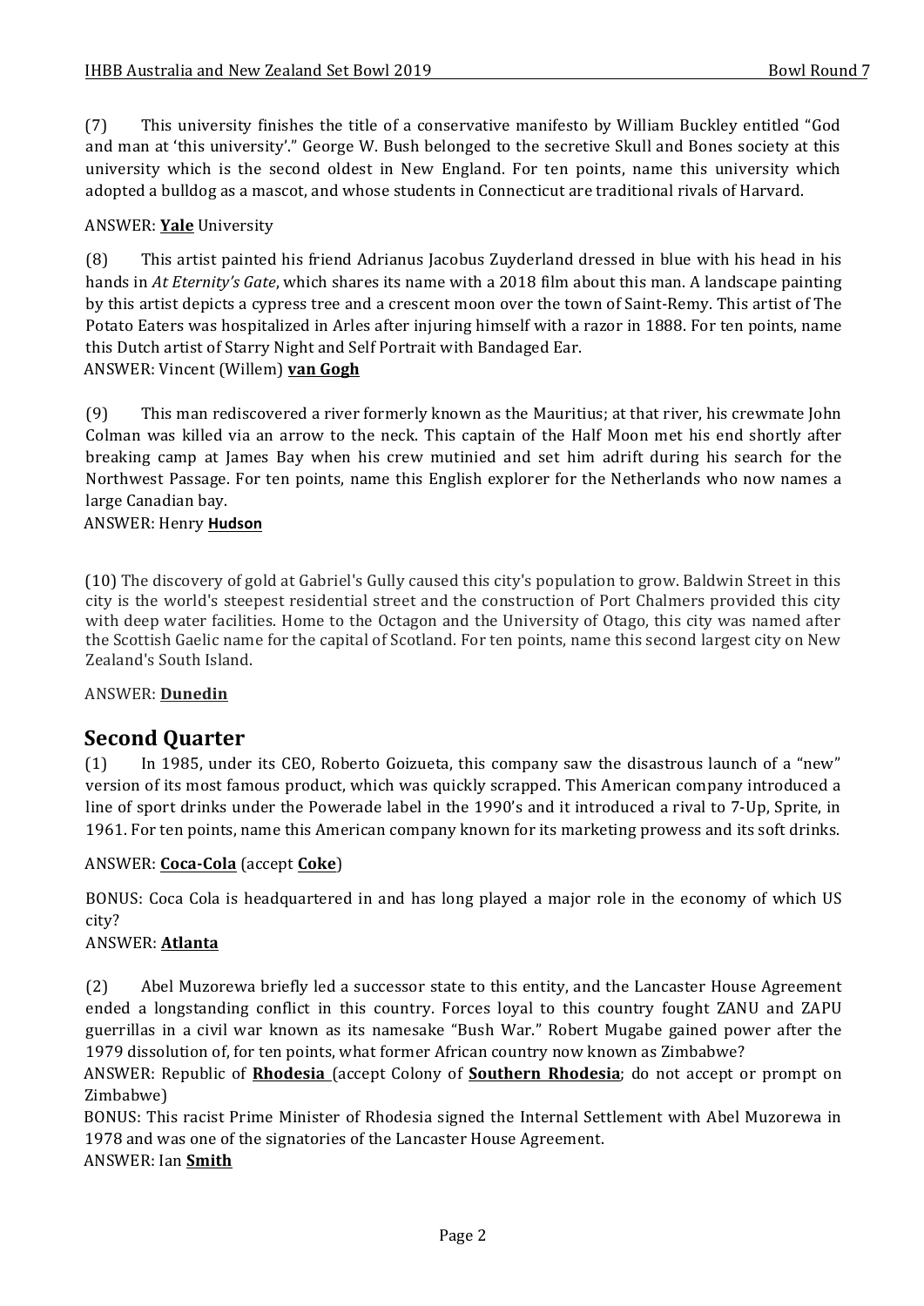(7) This university finishes the title of a conservative manifesto by William Buckley entitled "God and man at 'this university'." George W. Bush belonged to the secretive Skull and Bones society at this university which is the second oldest in New England. For ten points, name this university which adopted a bulldog as a mascot, and whose students in Connecticut are traditional rivals of Harvard.

ANSWER: **Yale** University

(8) This artist painted his friend Adrianus Jacobus Zuyderland dressed in blue with his head in his hands in *At Eternity's Gate*, which shares its name with a 2018 film about this man. A landscape painting by this artist depicts a cypress tree and a crescent moon over the town of Saint-Remy. This artist of The Potato Eaters was hospitalized in Arles after injuring himself with a razor in 1888. For ten points, name this Dutch artist of Starry Night and Self Portrait with Bandaged Ear.

ANSWER: Vincent (Willem) **van Gogh**

(9) This man rediscovered a river formerly known as the Mauritius; at that river, his crewmate John Colman was killed via an arrow to the neck. This captain of the Half Moon met his end shortly after breaking camp at James Bay when his crew mutinied and set him adrift during his search for the Northwest Passage. For ten points, name this English explorer for the Netherlands who now names a large Canadian bay.

ANSWER: Henry **Hudson**

(10) The discovery of gold at Gabriel's Gully caused this city's population to grow. Baldwin Street in this city is the world's steepest residential street and the construction of Port Chalmers provided this city with deep water facilities. Home to the Octagon and the University of Otago, this city was named after the Scottish Gaelic name for the capital of Scotland. For ten points, name this second largest city on New Zealand's South Island.

ANSWER: **Dunedin**

## Second Quarter

(1) In 1985, under its CEO, Roberto Goizueta, this company saw the disastrous launch of a "new" version of its most famous product, which was quickly scrapped. This American company introduced a line of sport drinks under the Powerade label in the 1990's and it introduced a rival to 7-Up, Sprite, in 1961. For ten points, name this American company known for its marketing prowess and its soft drinks.

ANSWER: **Coca-Cola** (accept **Coke**)

BONUS: Coca Cola is headquartered in and has long played a major role in the economy of which US city?

ANSWER: **Atlanta**

(2) Abel Muzorewa briefly led a successor state to this entity, and the Lancaster House Agreement ended a longstanding conflict in this country. Forces loyal to this country fought ZANU and ZAPU guerrillas in a civil war known as its namesake "Bush War." Robert Mugabe gained power after the 1979 dissolution of, for ten points, what former African country now known as Zimbabwe?

ANSWER: Republic of **Rhodesia** (accept Colony of **Southern Rhodesia**; do not accept or prompt on Zimbabwe)

BONUS: This racist Prime Minister of Rhodesia signed the Internal Settlement with Abel Muzorewa in 1978 and was one of the signatories of the Lancaster House Agreement.

ANSWER: Ian **Smith**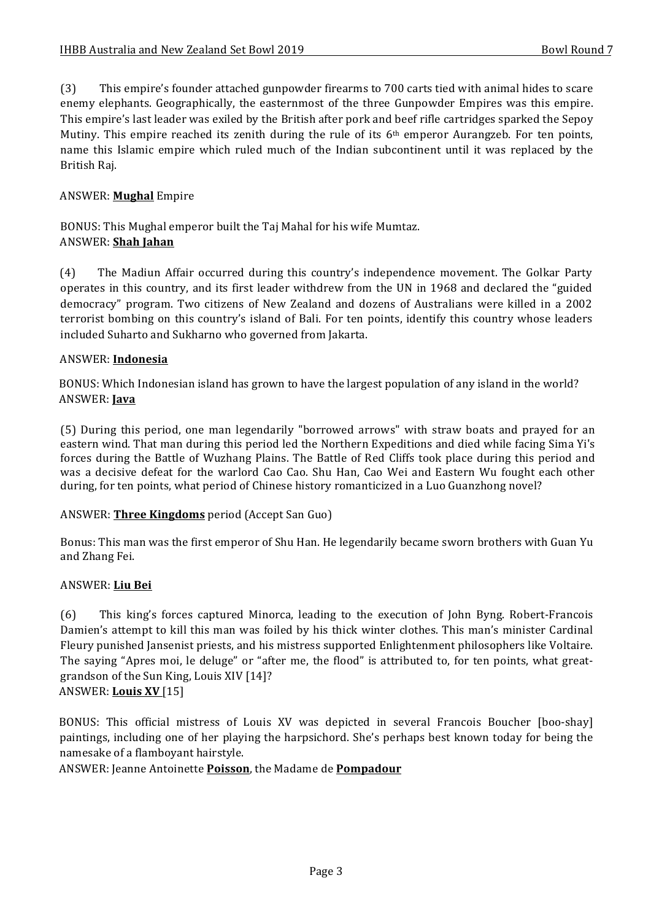(3) This empire's founder attached gunpowder firearms to 700 carts tied with animal hides to scare enemy elephants. Geographically, the easternmost of the three Gunpowder Empires was this empire. This empire's last leader was exiled by the British after pork and beef rifle cartridges sparked the Sepoy Mutiny. This empire reached its zenith during the rule of its 6th emperor Aurangzeb. For ten points, name this Islamic empire which ruled much of the Indian subcontinent until it was replaced by the British Raj.

ANSWER: **Mughal** Empire

BONUS: This Mughal emperor built the Taj Mahal for his wife Mumtaz.
ANSWER: **Shah Jahan**

(4) The Madiun Affair occurred during this country's independence movement. The Golkar Party operates in this country, and its first leader withdrew from the UN in 1968 and declared the "guided democracy" program. Two citizens of New Zealand and dozens of Australians were killed in a 2002 terrorist bombing on this country's island of Bali. For ten points, identify this country whose leaders included Suharto and Sukharno who governed from Jakarta.

ANSWER: **Indonesia**

BONUS: Which Indonesian island has grown to have the largest population of any island in the world?
ANSWER: **Java**

(5) During this period, one man legendarily "borrowed arrows" with straw boats and prayed for an eastern wind. That man during this period led the Northern Expeditions and died while facing Sima Yi's forces during the Battle of Wuzhang Plains. The Battle of Red Cliffs took place during this period and was a decisive defeat for the warlord Cao Cao. Shu Han, Cao Wei and Eastern Wu fought each other during, for ten points, what period of Chinese history romanticized in a Luo Guanzhong novel?

ANSWER: **Three Kingdoms** period (Accept San Guo)

Bonus: This man was the first emperor of Shu Han. He legendarily became sworn brothers with Guan Yu and Zhang Fei.

ANSWER: **Liu Bei**

(6) This king's forces captured Minorca, leading to the execution of John Byng. Robert-Francois Damien's attempt to kill this man was foiled by his thick winter clothes. This man's minister Cardinal Fleury punished Jansenist priests, and his mistress supported Enlightenment philosophers like Voltaire. The saying "Apres moi, le deluge" or "after me, the flood" is attributed to, for ten points, what great-grandson of the Sun King, Louis XIV [14]?
ANSWER: **Louis XV** [15]

BONUS: This official mistress of Louis XV was depicted in several Francois Boucher [boo-shay] paintings, including one of her playing the harpsichord. She's perhaps best known today for being the namesake of a flamboyant hairstyle.
ANSWER: Jeanne Antoinette **Poisson**, the Madame de **Pompadour**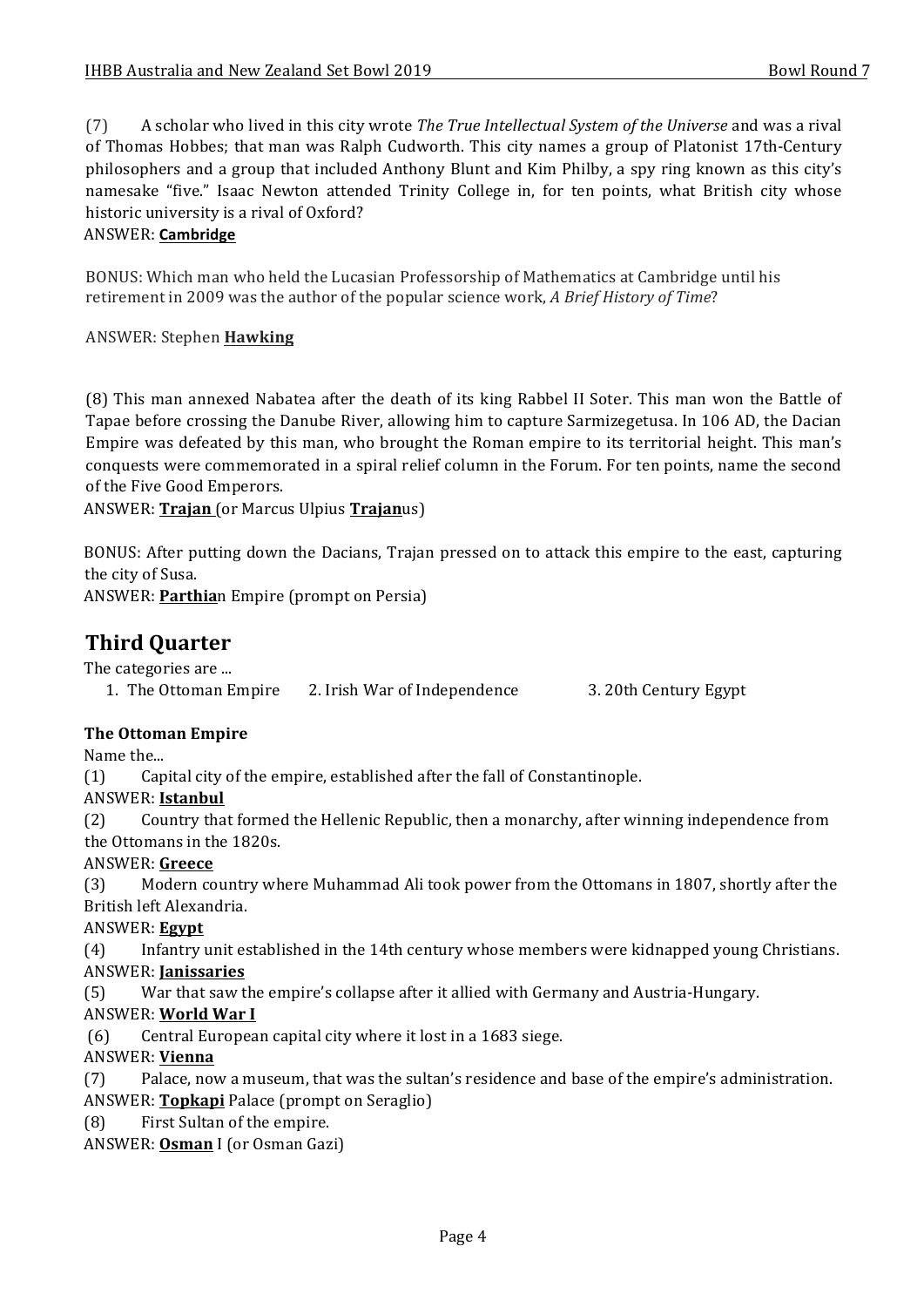(7) A scholar who lived in this city wrote *The True Intellectual System of the Universe* and was a rival of Thomas Hobbes; that man was Ralph Cudworth. This city names a group of Platonist 17th-Century philosophers and a group that included Anthony Blunt and Kim Philby, a spy ring known as this city's namesake "five." Isaac Newton attended Trinity College in, for ten points, what British city whose historic university is a rival of Oxford?

ANSWER: **Cambridge**

BONUS: Which man who held the Lucasian Professorship of Mathematics at Cambridge until his retirement in 2009 was the author of the popular science work, *A Brief History of Time*?

ANSWER: Stephen **Hawking**

(8) This man annexed Nabatea after the death of its king Rabbel II Soter. This man won the Battle of Tapae before crossing the Danube River, allowing him to capture Sarmizegetusa. In 106 AD, the Dacian Empire was defeated by this man, who brought the Roman empire to its territorial height. This man's conquests were commemorated in a spiral relief column in the Forum. For ten points, name the second of the Five Good Emperors.

ANSWER: **Trajan** (or Marcus Ulpius **Trajan**us)

BONUS: After putting down the Dacians, Trajan pressed on to attack this empire to the east, capturing the city of Susa.

ANSWER: **Parthia**n Empire (prompt on Persia)

## Third Quarter

The categories are ...

1. The Ottoman Empire 2. Irish War of Independence 3. 20th Century Egypt

**The Ottoman Empire**

Name the...

(1) Capital city of the empire, established after the fall of Constantinople.

ANSWER: **Istanbul**

(2) Country that formed the Hellenic Republic, then a monarchy, after winning independence from the Ottomans in the 1820s.

ANSWER: **Greece**

(3) Modern country where Muhammad Ali took power from the Ottomans in 1807, shortly after the British left Alexandria.

ANSWER: **Egypt**

(4) Infantry unit established in the 14th century whose members were kidnapped young Christians.

ANSWER: **Janissaries**

(5) War that saw the empire's collapse after it allied with Germany and Austria-Hungary.

ANSWER: **World War I**

(6) Central European capital city where it lost in a 1683 siege.

ANSWER: **Vienna**

(7) Palace, now a museum, that was the sultan's residence and base of the empire's administration.

ANSWER: **Topkapi** Palace (prompt on Seraglio)

(8) First Sultan of the empire.

ANSWER: **Osman** I (or Osman Gazi)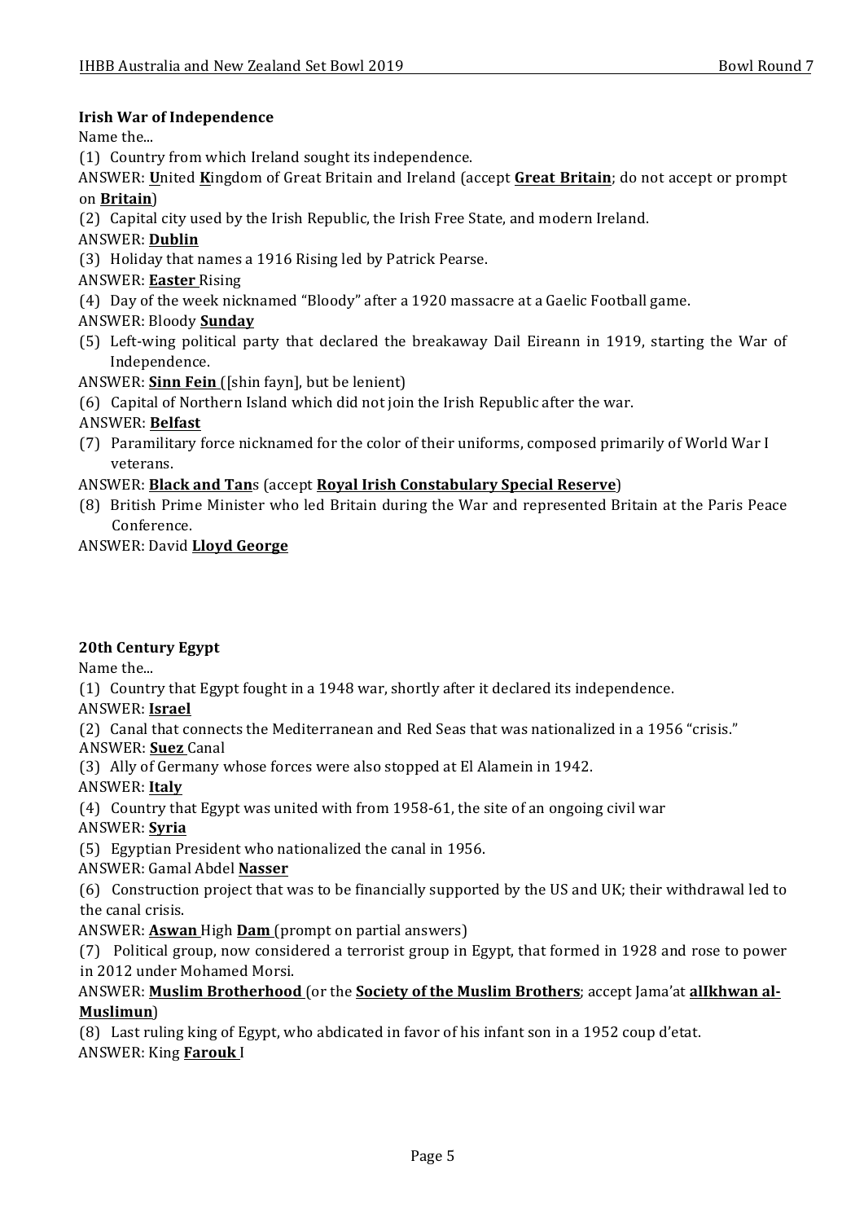**Irish War of Independence**

Name the...

(1) Country from which Ireland sought its independence.

ANSWER: **U**nited **K**ingdom of Great Britain and Ireland (accept **Great Britain**; do not accept or prompt on **Britain**)

(2) Capital city used by the Irish Republic, the Irish Free State, and modern Ireland.

ANSWER: **Dublin**

(3) Holiday that names a 1916 Rising led by Patrick Pearse.

ANSWER: **Easter** Rising

(4) Day of the week nicknamed "Bloody" after a 1920 massacre at a Gaelic Football game.

ANSWER: Bloody **Sunday**

(5) Left-wing political party that declared the breakaway Dail Eireann in 1919, starting the War of Independence.

ANSWER: **Sinn Fein** ([shin fayn], but be lenient)

(6) Capital of Northern Island which did not join the Irish Republic after the war.

ANSWER: **Belfast**

(7) Paramilitary force nicknamed for the color of their uniforms, composed primarily of World War I veterans.

ANSWER: **Black and Tan**s (accept **Royal Irish Constabulary Special Reserve**)

(8) British Prime Minister who led Britain during the War and represented Britain at the Paris Peace Conference.

ANSWER: David **Lloyd George**

**20th Century Egypt**

Name the...

(1) Country that Egypt fought in a 1948 war, shortly after it declared its independence.

ANSWER: **Israel**

(2) Canal that connects the Mediterranean and Red Seas that was nationalized in a 1956 "crisis."

ANSWER: **Suez** Canal

(3) Ally of Germany whose forces were also stopped at El Alamein in 1942.

ANSWER: **Italy**

(4) Country that Egypt was united with from 1958-61, the site of an ongoing civil war

ANSWER: **Syria**

(5) Egyptian President who nationalized the canal in 1956.

ANSWER: Gamal Abdel **Nasser**

(6) Construction project that was to be financially supported by the US and UK; their withdrawal led to the canal crisis.

ANSWER: **Aswan** High **Dam** (prompt on partial answers)

(7) Political group, now considered a terrorist group in Egypt, that formed in 1928 and rose to power in 2012 under Mohamed Morsi.

ANSWER: **Muslim Brotherhood** (or the **Society of the Muslim Brothers**; accept Jama'at **alIkhwan al-Muslimun**)

(8) Last ruling king of Egypt, who abdicated in favor of his infant son in a 1952 coup d'etat.

ANSWER: King **Farouk** I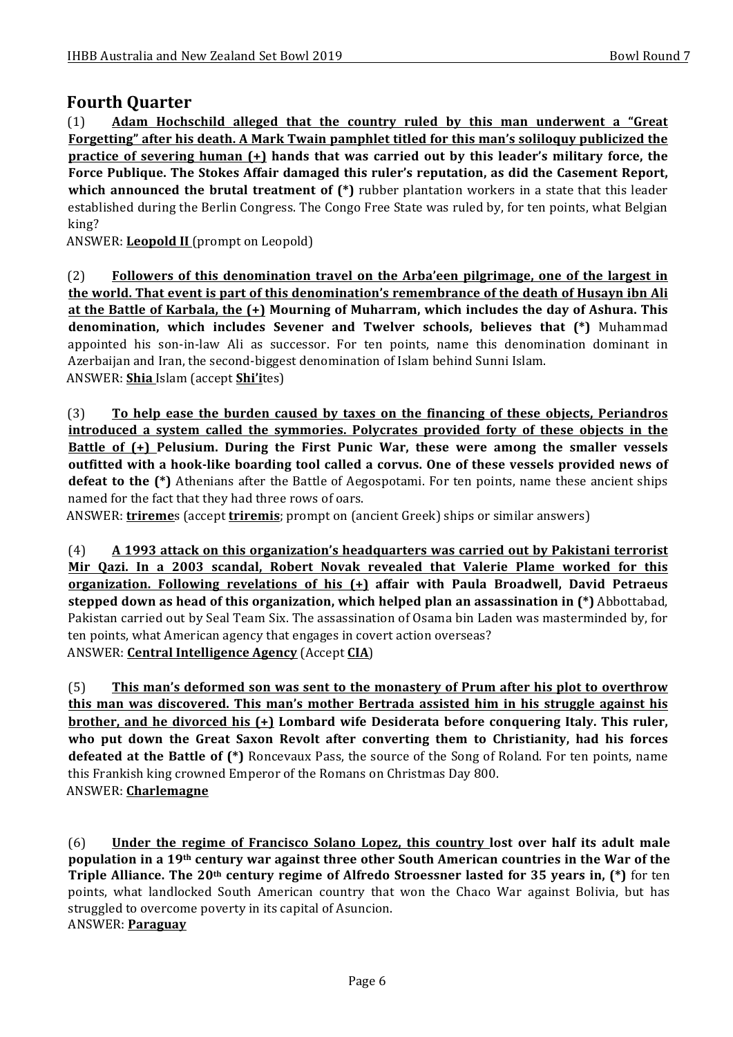# Fourth Quarter

(1) **<u>Adam Hochschild alleged that the country ruled by this man underwent a "Great Forgetting" after his death. A Mark Twain pamphlet titled for this man's soliloquy publicized the practice of severing human (+)</u> hands that was carried out by this leader's military force, the Force Publique. The Stokes Affair damaged this ruler's reputation, as did the Casement Report, which announced the brutal treatment of (*)** rubber plantation workers in a state that this leader established during the Berlin Congress. The Congo Free State was ruled by, for ten points, what Belgian king?

ANSWER: **<u>Leopold II</u>** (prompt on Leopold)

(2) **<u>Followers of this denomination travel on the Arba'een pilgrimage, one of the largest in the world. That event is part of this denomination's remembrance of the death of Husayn ibn Ali at the Battle of Karbala, the (+)</u> Mourning of Muharram, which includes the day of Ashura. This denomination, which includes Sevener and Twelver schools, believes that (*)** Muhammad appointed his son-in-law Ali as successor. For ten points, name this denomination dominant in Azerbaijan and Iran, the second-biggest denomination of Islam behind Sunni Islam.

ANSWER: **<u>Shia</u>** Islam (accept **<u>Shi'i</u>**tes)

(3) **<u>To help ease the burden caused by taxes on the financing of these objects, Periandros introduced a system called the symmories. Polycrates provided forty of these objects in the Battle of (+)</u> Pelusium. During the First Punic War, these were among the smaller vessels outfitted with a hook-like boarding tool called a corvus. One of these vessels provided news of defeat to the (*)** Athenians after the Battle of Aegospotami. For ten points, name these ancient ships named for the fact that they had three rows of oars.

ANSWER: **<u>trireme</u>**s (accept **<u>triremis</u>**; prompt on (ancient Greek) ships or similar answers)

(4) **<u>A 1993 attack on this organization's headquarters was carried out by Pakistani terrorist Mir Qazi. In a 2003 scandal, Robert Novak revealed that Valerie Plame worked for this organization. Following revelations of his (+)</u> affair with Paula Broadwell, David Petraeus stepped down as head of this organization, which helped plan an assassination in (*)** Abbottabad, Pakistan carried out by Seal Team Six. The assassination of Osama bin Laden was masterminded by, for ten points, what American agency that engages in covert action overseas?

ANSWER: **<u>Central Intelligence Agency</u>** (Accept **<u>CIA</u>**)

(5) **<u>This man's deformed son was sent to the monastery of Prum after his plot to overthrow this man was discovered. This man's mother Bertrada assisted him in his struggle against his brother, and he divorced his (+)</u> Lombard wife Desiderata before conquering Italy. This ruler, who put down the Great Saxon Revolt after converting them to Christianity, had his forces defeated at the Battle of (*)** Roncevaux Pass, the source of the Song of Roland. For ten points, name this Frankish king crowned Emperor of the Romans on Christmas Day 800.

ANSWER: **<u>Charlemagne</u>**

(6) **<u>Under the regime of Francisco Solano Lopez, this country</u> lost over half its adult male population in a 19th century war against three other South American countries in the War of the Triple Alliance. The 20th century regime of Alfredo Stroessner lasted for 35 years in, (*)** for ten points, what landlocked South American country that won the Chaco War against Bolivia, but has struggled to overcome poverty in its capital of Asuncion.

ANSWER: **<u>Paraguay</u>**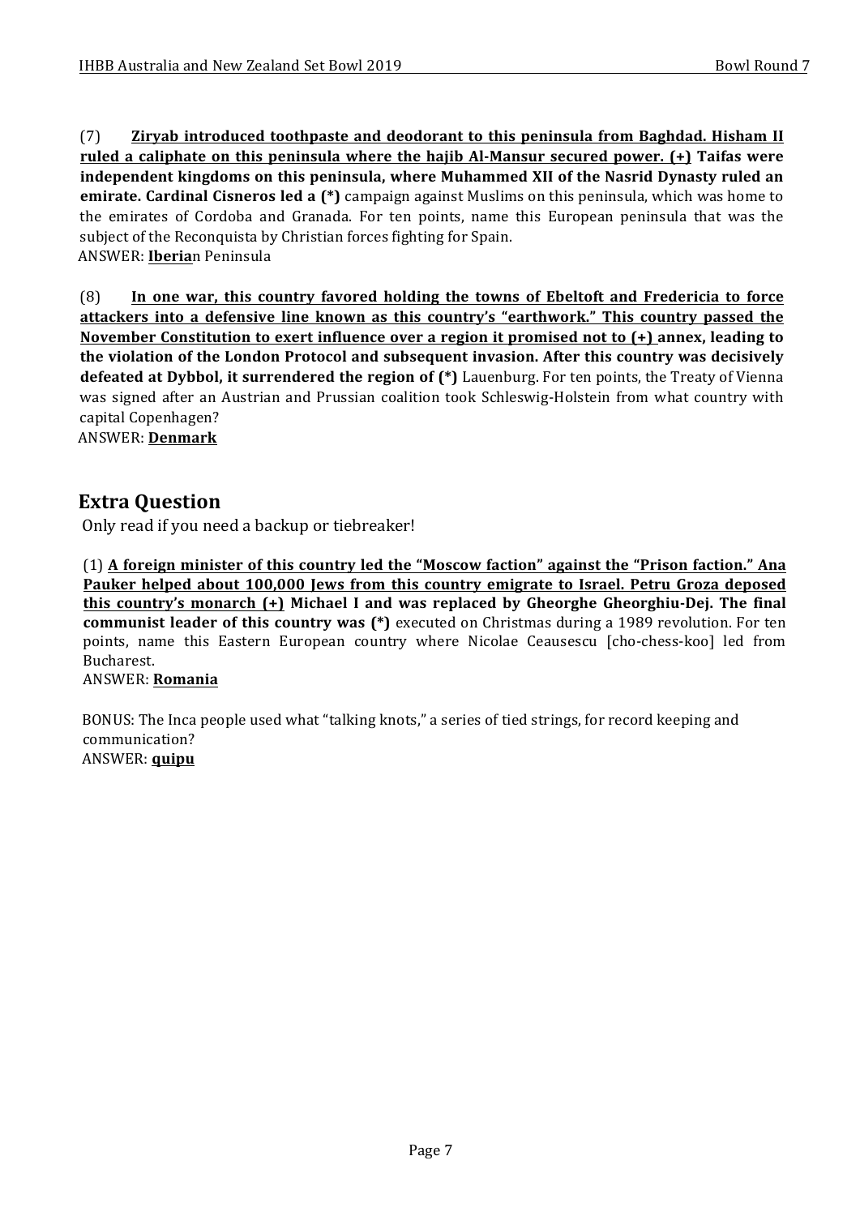(7) **Ziryab introduced toothpaste and deodorant to this peninsula from Baghdad. Hisham II ruled a caliphate on this peninsula where the hajib Al-Mansur secured power. (+) Taifas were independent kingdoms on this peninsula, where Muhammed XII of the Nasrid Dynasty ruled an emirate. Cardinal Cisneros led a (*)** campaign against Muslims on this peninsula, which was home to the emirates of Cordoba and Granada. For ten points, name this European peninsula that was the subject of the Reconquista by Christian forces fighting for Spain.
ANSWER: **Iberia**n Peninsula

(8) **In one war, this country favored holding the towns of Ebeltoft and Fredericia to force attackers into a defensive line known as this country's "earthwork." This country passed the November Constitution to exert influence over a region it promised not to (+) annex, leading to the violation of the London Protocol and subsequent invasion. After this country was decisively defeated at Dybbol, it surrendered the region of (*)** Lauenburg. For ten points, the Treaty of Vienna was signed after an Austrian and Prussian coalition took Schleswig-Holstein from what country with capital Copenhagen?
ANSWER: **Denmark**

## Extra Question

Only read if you need a backup or tiebreaker!

(1) **A foreign minister of this country led the "Moscow faction" against the "Prison faction." Ana Pauker helped about 100,000 Jews from this country emigrate to Israel. Petru Groza deposed this country's monarch (+) Michael I and was replaced by Gheorghe Gheorghiu-Dej. The final communist leader of this country was (*)** executed on Christmas during a 1989 revolution. For ten points, name this Eastern European country where Nicolae Ceausescu [cho-chess-koo] led from Bucharest.
ANSWER: **Romania**

BONUS: The Inca people used what "talking knots," a series of tied strings, for record keeping and communication?
ANSWER: **quipu**